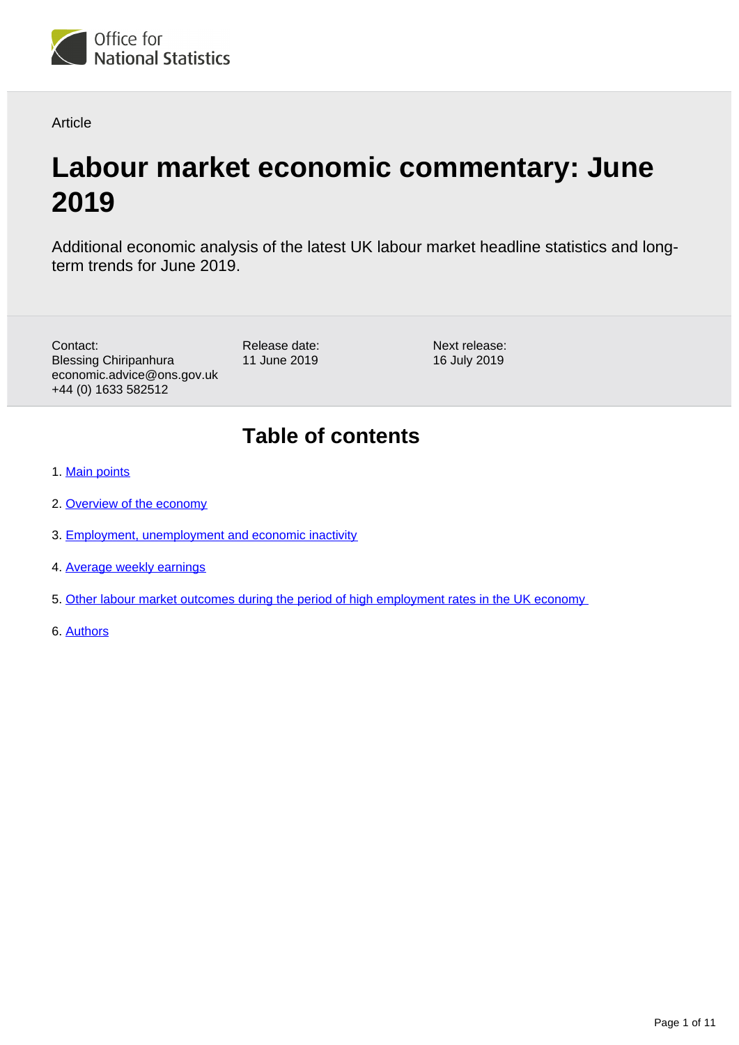Office for National Statistics

Article

# Labour market economic commentary: June 2019

Additional economic analysis of the latest UK labour market headline statistics and long-term trends for June 2019.

Contact:
Blessing Chiripanhura
economic.advice@ons.gov.uk
+44 (0) 1633 582512

Release date:
11 June 2019

Next release:
16 July 2019

## Table of contents

1. [Main points](#)
2. [Overview of the economy](#)
3. [Employment, unemployment and economic inactivity](#)
4. [Average weekly earnings](#)
5. [Other labour market outcomes during the period of high employment rates in the UK economy](#)
6. [Authors](#)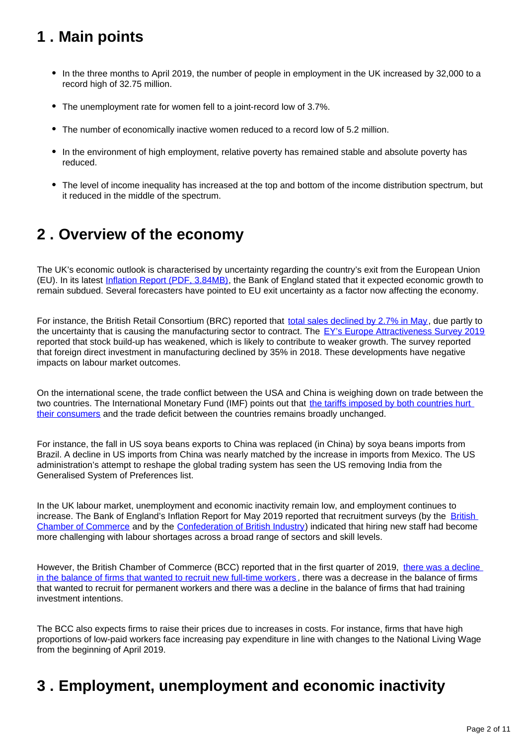## 1 . Main points

- In the three months to April 2019, the number of people in employment in the UK increased by 32,000 to a record high of 32.75 million.
- The unemployment rate for women fell to a joint-record low of 3.7%.
- The number of economically inactive women reduced to a record low of 5.2 million.
- In the environment of high employment, relative poverty has remained stable and absolute poverty has reduced.
- The level of income inequality has increased at the top and bottom of the income distribution spectrum, but it reduced in the middle of the spectrum.

## 2 . Overview of the economy

The UK's economic outlook is characterised by uncertainty regarding the country's exit from the European Union (EU). In its latest Inflation Report (PDF, 3.84MB), the Bank of England stated that it expected economic growth to remain subdued. Several forecasters have pointed to EU exit uncertainty as a factor now affecting the economy.

For instance, the British Retail Consortium (BRC) reported that total sales declined by 2.7% in May, due partly to the uncertainty that is causing the manufacturing sector to contract. The EY's Europe Attractiveness Survey 2019 reported that stock build-up has weakened, which is likely to contribute to weaker growth. The survey reported that foreign direct investment in manufacturing declined by 35% in 2018. These developments have negative impacts on labour market outcomes.

On the international scene, the trade conflict between the USA and China is weighing down on trade between the two countries. The International Monetary Fund (IMF) points out that the tariffs imposed by both countries hurt their consumers and the trade deficit between the countries remains broadly unchanged.

For instance, the fall in US soya beans exports to China was replaced (in China) by soya beans imports from Brazil. A decline in US imports from China was nearly matched by the increase in imports from Mexico. The US administration's attempt to reshape the global trading system has seen the US removing India from the Generalised System of Preferences list.

In the UK labour market, unemployment and economic inactivity remain low, and employment continues to increase. The Bank of England's Inflation Report for May 2019 reported that recruitment surveys (by the British Chamber of Commerce and by the Confederation of British Industry) indicated that hiring new staff had become more challenging with labour shortages across a broad range of sectors and skill levels.

However, the British Chamber of Commerce (BCC) reported that in the first quarter of 2019, there was a decline in the balance of firms that wanted to recruit new full-time workers, there was a decrease in the balance of firms that wanted to recruit for permanent workers and there was a decline in the balance of firms that had training investment intentions.

The BCC also expects firms to raise their prices due to increases in costs. For instance, firms that have high proportions of low-paid workers face increasing pay expenditure in line with changes to the National Living Wage from the beginning of April 2019.

## 3 . Employment, unemployment and economic inactivity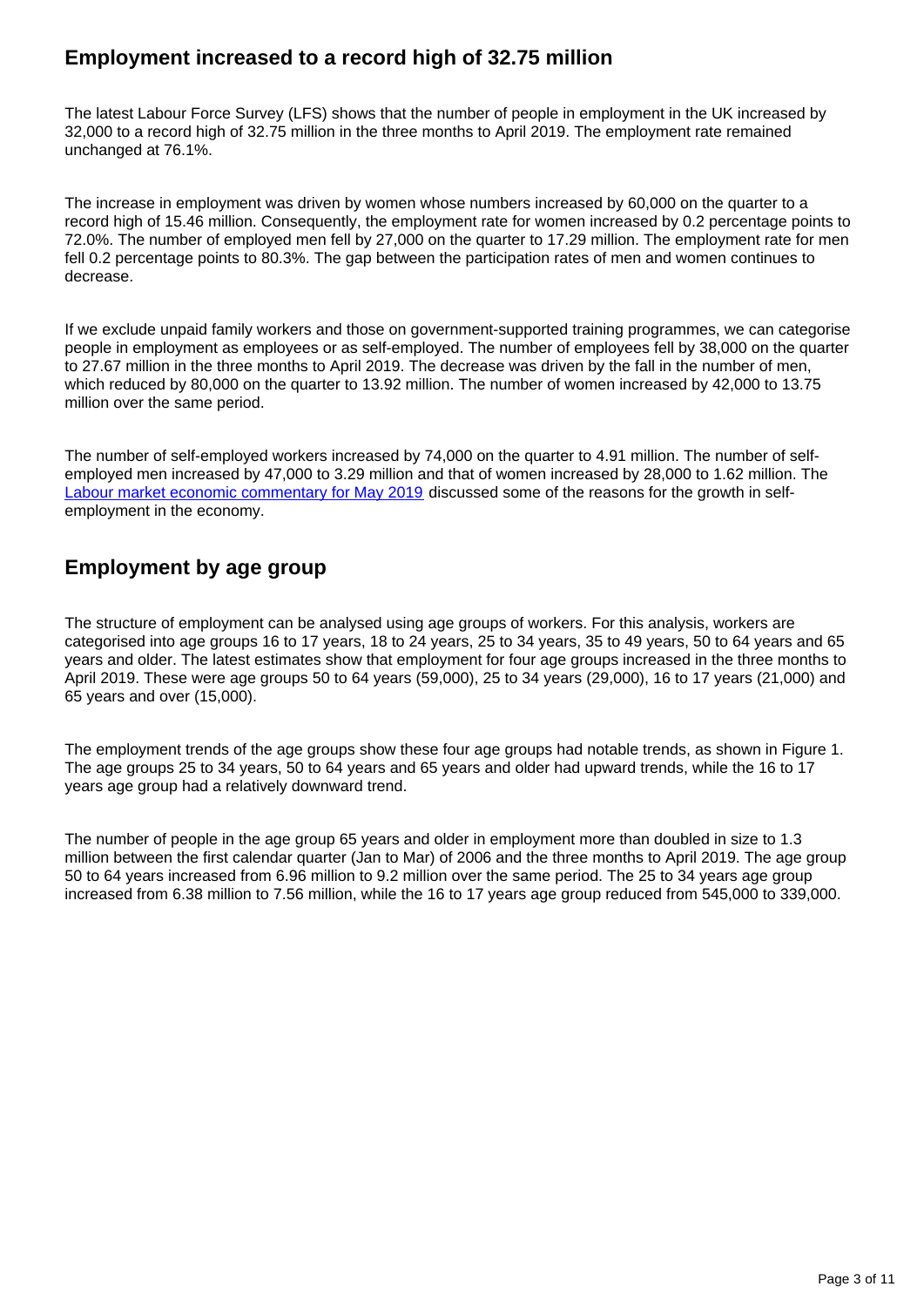## Employment increased to a record high of 32.75 million

The latest Labour Force Survey (LFS) shows that the number of people in employment in the UK increased by 32,000 to a record high of 32.75 million in the three months to April 2019. The employment rate remained unchanged at 76.1%.

The increase in employment was driven by women whose numbers increased by 60,000 on the quarter to a record high of 15.46 million. Consequently, the employment rate for women increased by 0.2 percentage points to 72.0%. The number of employed men fell by 27,000 on the quarter to 17.29 million. The employment rate for men fell 0.2 percentage points to 80.3%. The gap between the participation rates of men and women continues to decrease.

If we exclude unpaid family workers and those on government-supported training programmes, we can categorise people in employment as employees or as self-employed. The number of employees fell by 38,000 on the quarter to 27.67 million in the three months to April 2019. The decrease was driven by the fall in the number of men, which reduced by 80,000 on the quarter to 13.92 million. The number of women increased by 42,000 to 13.75 million over the same period.

The number of self-employed workers increased by 74,000 on the quarter to 4.91 million. The number of self-employed men increased by 47,000 to 3.29 million and that of women increased by 28,000 to 1.62 million. The [Labour market economic commentary for May 2019] discussed some of the reasons for the growth in self-employment in the economy.

## Employment by age group

The structure of employment can be analysed using age groups of workers. For this analysis, workers are categorised into age groups 16 to 17 years, 18 to 24 years, 25 to 34 years, 35 to 49 years, 50 to 64 years and 65 years and older. The latest estimates show that employment for four age groups increased in the three months to April 2019. These were age groups 50 to 64 years (59,000), 25 to 34 years (29,000), 16 to 17 years (21,000) and 65 years and over (15,000).

The employment trends of the age groups show these four age groups had notable trends, as shown in Figure 1. The age groups 25 to 34 years, 50 to 64 years and 65 years and older had upward trends, while the 16 to 17 years age group had a relatively downward trend.

The number of people in the age group 65 years and older in employment more than doubled in size to 1.3 million between the first calendar quarter (Jan to Mar) of 2006 and the three months to April 2019. The age group 50 to 64 years increased from 6.96 million to 9.2 million over the same period. The 25 to 34 years age group increased from 6.38 million to 7.56 million, while the 16 to 17 years age group reduced from 545,000 to 339,000.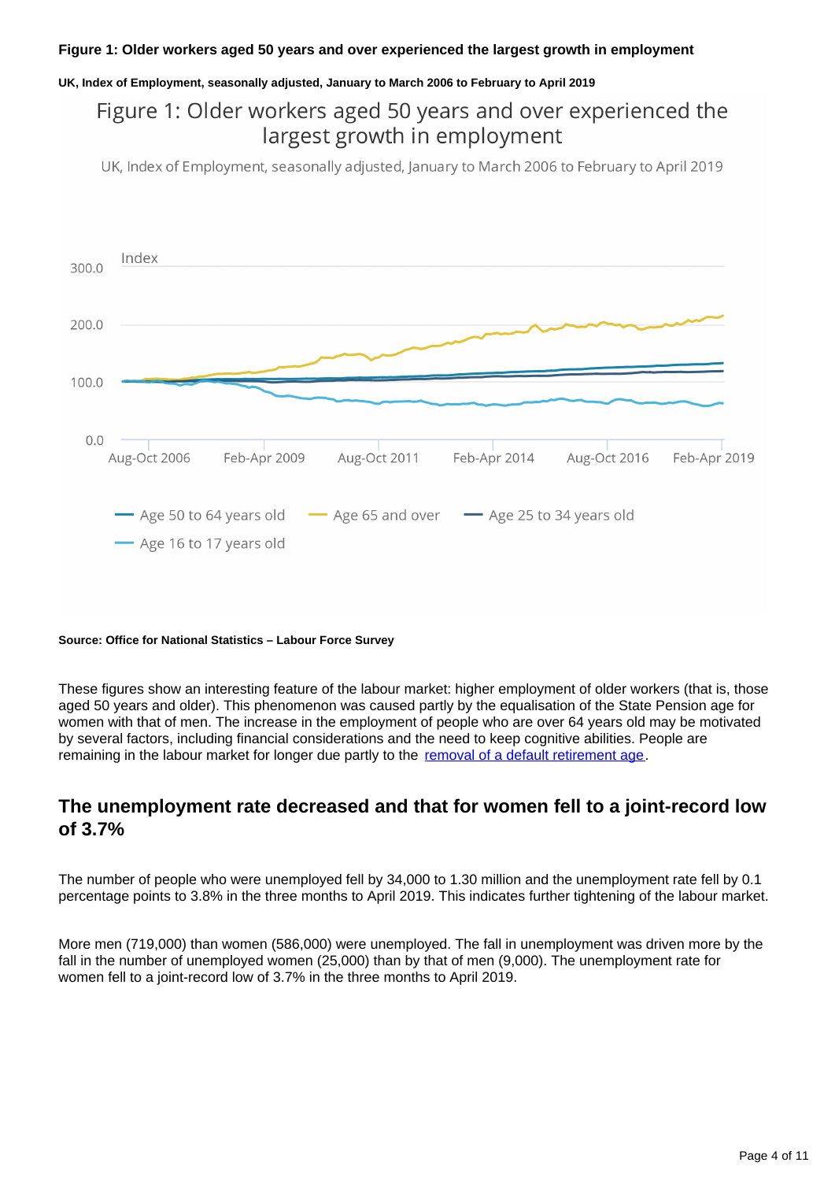**Figure 1: Older workers aged 50 years and over experienced the largest growth in employment**

**UK, Index of Employment, seasonally adjusted, January to March 2006 to February to April 2019**

**Source: Office for National Statistics – Labour Force Survey**

These figures show an interesting feature of the labour market: higher employment of older workers (that is, those aged 50 years and older). This phenomenon was caused partly by the equalisation of the State Pension age for women with that of men. The increase in the employment of people who are over 64 years old may be motivated by several factors, including financial considerations and the need to keep cognitive abilities. People are remaining in the labour market for longer due partly to the removal of a default retirement age.

## The unemployment rate decreased and that for women fell to a joint-record low of 3.7%

The number of people who were unemployed fell by 34,000 to 1.30 million and the unemployment rate fell by 0.1 percentage points to 3.8% in the three months to April 2019. This indicates further tightening of the labour market.

More men (719,000) than women (586,000) were unemployed. The fall in unemployment was driven more by the fall in the number of unemployed women (25,000) than by that of men (9,000). The unemployment rate for women fell to a joint-record low of 3.7% in the three months to April 2019.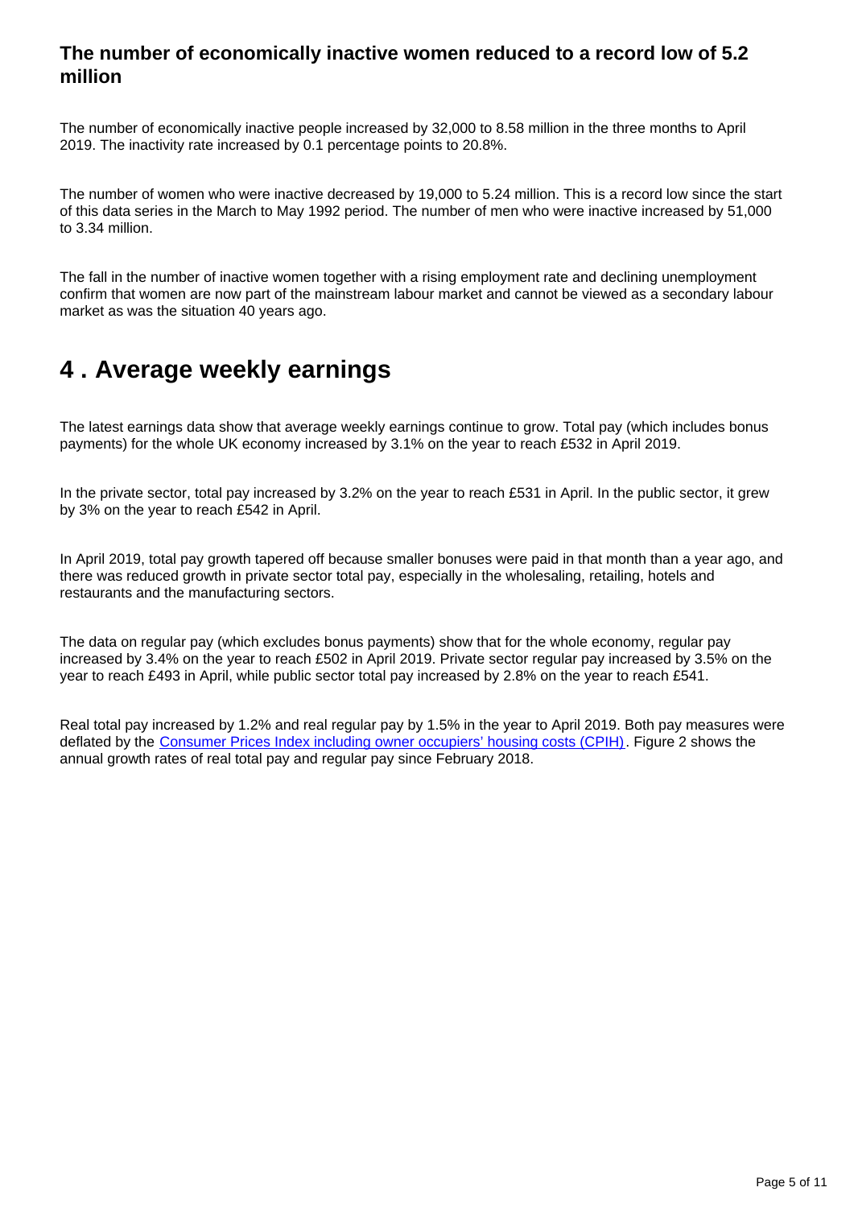### The number of economically inactive women reduced to a record low of 5.2 million

The number of economically inactive people increased by 32,000 to 8.58 million in the three months to April 2019. The inactivity rate increased by 0.1 percentage points to 20.8%.

The number of women who were inactive decreased by 19,000 to 5.24 million. This is a record low since the start of this data series in the March to May 1992 period. The number of men who were inactive increased by 51,000 to 3.34 million.

The fall in the number of inactive women together with a rising employment rate and declining unemployment confirm that women are now part of the mainstream labour market and cannot be viewed as a secondary labour market as was the situation 40 years ago.

## 4 . Average weekly earnings

The latest earnings data show that average weekly earnings continue to grow. Total pay (which includes bonus payments) for the whole UK economy increased by 3.1% on the year to reach £532 in April 2019.

In the private sector, total pay increased by 3.2% on the year to reach £531 in April. In the public sector, it grew by 3% on the year to reach £542 in April.

In April 2019, total pay growth tapered off because smaller bonuses were paid in that month than a year ago, and there was reduced growth in private sector total pay, especially in the wholesaling, retailing, hotels and restaurants and the manufacturing sectors.

The data on regular pay (which excludes bonus payments) show that for the whole economy, regular pay increased by 3.4% on the year to reach £502 in April 2019. Private sector regular pay increased by 3.5% on the year to reach £493 in April, while public sector total pay increased by 2.8% on the year to reach £541.

Real total pay increased by 1.2% and real regular pay by 1.5% in the year to April 2019. Both pay measures were deflated by the Consumer Prices Index including owner occupiers' housing costs (CPIH). Figure 2 shows the annual growth rates of real total pay and regular pay since February 2018.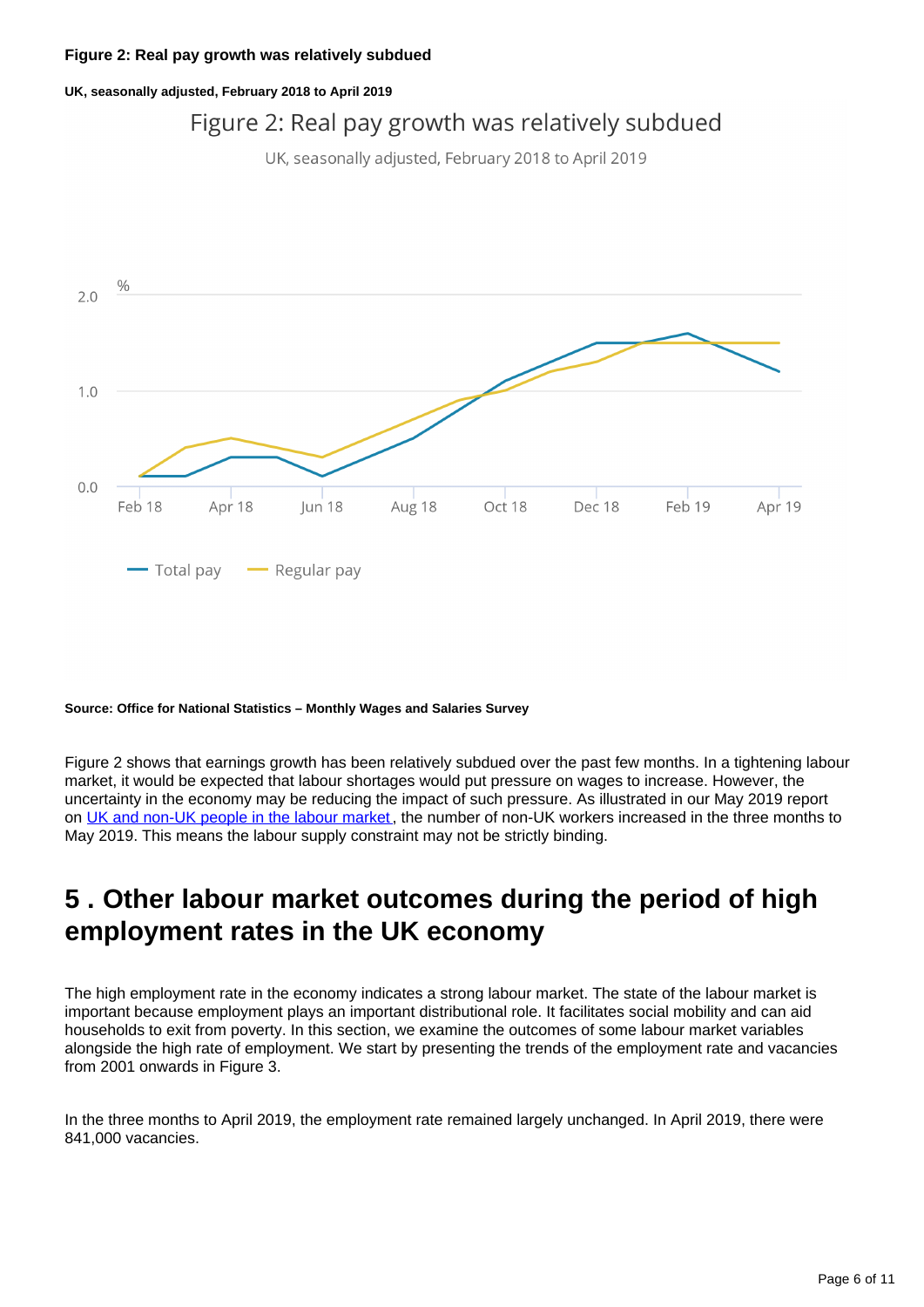#### Figure 2: Real pay growth was relatively subdued

##### UK, seasonally adjusted, February 2018 to April 2019

Figure 2: Real pay growth was relatively subdued

UK, seasonally adjusted, February 2018 to April 2019

**Source: Office for National Statistics – Monthly Wages and Salaries Survey**

Figure 2 shows that earnings growth has been relatively subdued over the past few months. In a tightening labour market, it would be expected that labour shortages would put pressure on wages to increase. However, the uncertainty in the economy may be reducing the impact of such pressure. As illustrated in our May 2019 report on [UK and non-UK people in the labour market](), the number of non-UK workers increased in the three months to May 2019. This means the labour supply constraint may not be strictly binding.

## 5 . Other labour market outcomes during the period of high employment rates in the UK economy

The high employment rate in the economy indicates a strong labour market. The state of the labour market is important because employment plays an important distributional role. It facilitates social mobility and can aid households to exit from poverty. In this section, we examine the outcomes of some labour market variables alongside the high rate of employment. We start by presenting the trends of the employment rate and vacancies from 2001 onwards in Figure 3.

In the three months to April 2019, the employment rate remained largely unchanged. In April 2019, there were 841,000 vacancies.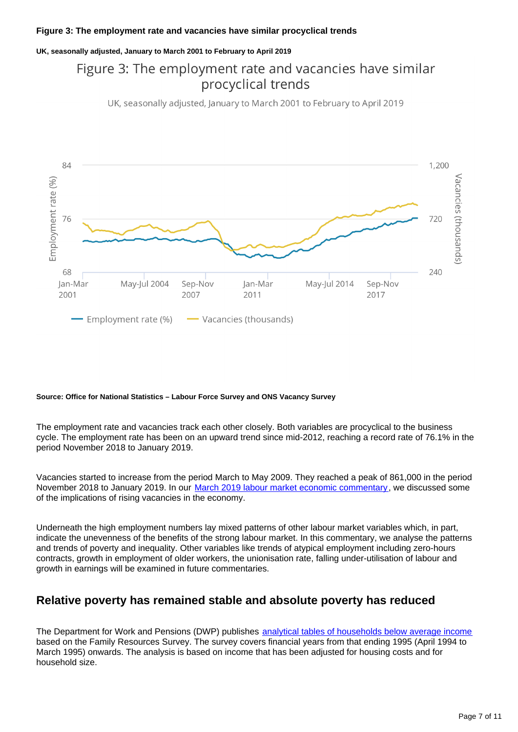**Figure 3: The employment rate and vacancies have similar procyclical trends**

**UK, seasonally adjusted, January to March 2001 to February to April 2019**

Figure 3: The employment rate and vacancies have similar procyclical trends

UK, seasonally adjusted, January to March 2001 to February to April 2019

Employment rate (%) | Vacancies (thousands)

**Source: Office for National Statistics – Labour Force Survey and ONS Vacancy Survey**

The employment rate and vacancies track each other closely. Both variables are procyclical to the business cycle. The employment rate has been on an upward trend since mid-2012, reaching a record rate of 76.1% in the period November 2018 to January 2019.

Vacancies started to increase from the period March to May 2009. They reached a peak of 861,000 in the period November 2018 to January 2019. In our [March 2019 labour market economic commentary](), we discussed some of the implications of rising vacancies in the economy.

Underneath the high employment numbers lay mixed patterns of other labour market variables which, in part, indicate the unevenness of the benefits of the strong labour market. In this commentary, we analyse the patterns and trends of poverty and inequality. Other variables like trends of atypical employment including zero-hours contracts, growth in employment of older workers, the unionisation rate, falling under-utilisation of labour and growth in earnings will be examined in future commentaries.

## Relative poverty has remained stable and absolute poverty has reduced

The Department for Work and Pensions (DWP) publishes [analytical tables of households below average income]() based on the Family Resources Survey. The survey covers financial years from that ending 1995 (April 1994 to March 1995) onwards. The analysis is based on income that has been adjusted for housing costs and for household size.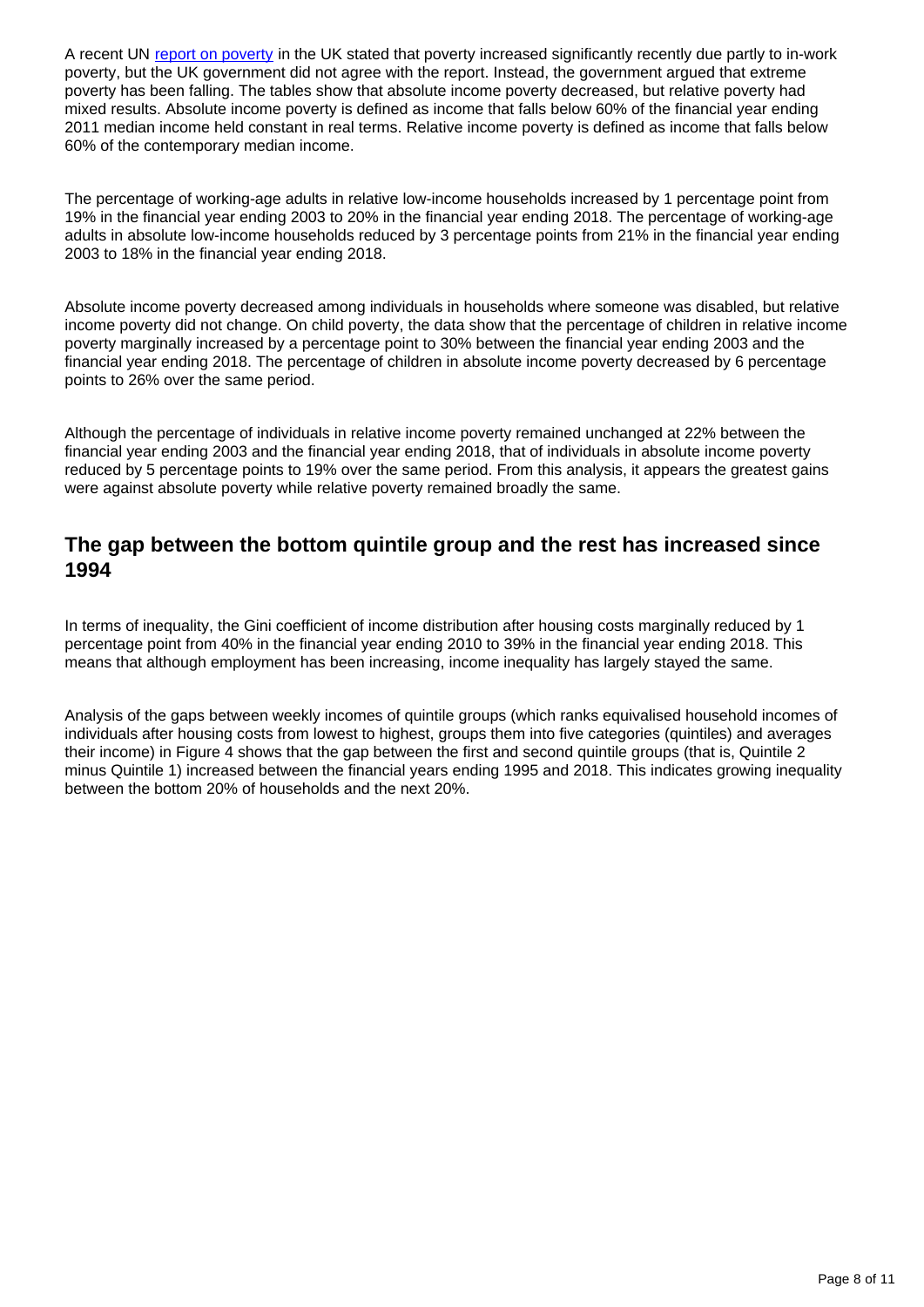A recent UN [report on poverty](#) in the UK stated that poverty increased significantly recently due partly to in-work poverty, but the UK government did not agree with the report. Instead, the government argued that extreme poverty has been falling. The tables show that absolute income poverty decreased, but relative poverty had mixed results. Absolute income poverty is defined as income that falls below 60% of the financial year ending 2011 median income held constant in real terms. Relative income poverty is defined as income that falls below 60% of the contemporary median income.

The percentage of working-age adults in relative low-income households increased by 1 percentage point from 19% in the financial year ending 2003 to 20% in the financial year ending 2018. The percentage of working-age adults in absolute low-income households reduced by 3 percentage points from 21% in the financial year ending 2003 to 18% in the financial year ending 2018.

Absolute income poverty decreased among individuals in households where someone was disabled, but relative income poverty did not change. On child poverty, the data show that the percentage of children in relative income poverty marginally increased by a percentage point to 30% between the financial year ending 2003 and the financial year ending 2018. The percentage of children in absolute income poverty decreased by 6 percentage points to 26% over the same period.

Although the percentage of individuals in relative income poverty remained unchanged at 22% between the financial year ending 2003 and the financial year ending 2018, that of individuals in absolute income poverty reduced by 5 percentage points to 19% over the same period. From this analysis, it appears the greatest gains were against absolute poverty while relative poverty remained broadly the same.

## The gap between the bottom quintile group and the rest has increased since 1994

In terms of inequality, the Gini coefficient of income distribution after housing costs marginally reduced by 1 percentage point from 40% in the financial year ending 2010 to 39% in the financial year ending 2018. This means that although employment has been increasing, income inequality has largely stayed the same.

Analysis of the gaps between weekly incomes of quintile groups (which ranks equivalised household incomes of individuals after housing costs from lowest to highest, groups them into five categories (quintiles) and averages their income) in Figure 4 shows that the gap between the first and second quintile groups (that is, Quintile 2 minus Quintile 1) increased between the financial years ending 1995 and 2018. This indicates growing inequality between the bottom 20% of households and the next 20%.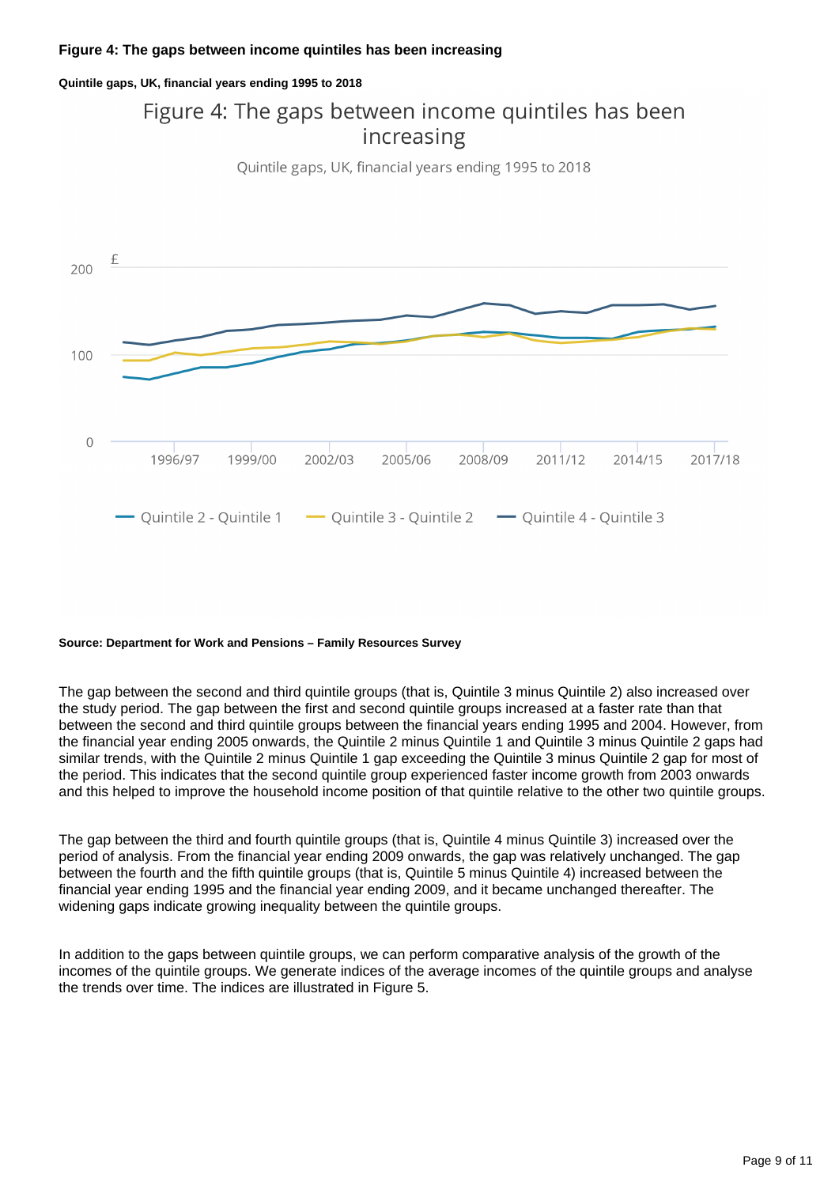**Figure 4: The gaps between income quintiles has been increasing**

**Quintile gaps, UK, financial years ending 1995 to 2018**

**Source: Department for Work and Pensions – Family Resources Survey**

The gap between the second and third quintile groups (that is, Quintile 3 minus Quintile 2) also increased over the study period. The gap between the first and second quintile groups increased at a faster rate than that between the second and third quintile groups between the financial years ending 1995 and 2004. However, from the financial year ending 2005 onwards, the Quintile 2 minus Quintile 1 and Quintile 3 minus Quintile 2 gaps had similar trends, with the Quintile 2 minus Quintile 1 gap exceeding the Quintile 3 minus Quintile 2 gap for most of the period. This indicates that the second quintile group experienced faster income growth from 2003 onwards and this helped to improve the household income position of that quintile relative to the other two quintile groups.

The gap between the third and fourth quintile groups (that is, Quintile 4 minus Quintile 3) increased over the period of analysis. From the financial year ending 2009 onwards, the gap was relatively unchanged. The gap between the fourth and the fifth quintile groups (that is, Quintile 5 minus Quintile 4) increased between the financial year ending 1995 and the financial year ending 2009, and it became unchanged thereafter. The widening gaps indicate growing inequality between the quintile groups.

In addition to the gaps between quintile groups, we can perform comparative analysis of the growth of the incomes of the quintile groups. We generate indices of the average incomes of the quintile groups and analyse the trends over time. The indices are illustrated in Figure 5.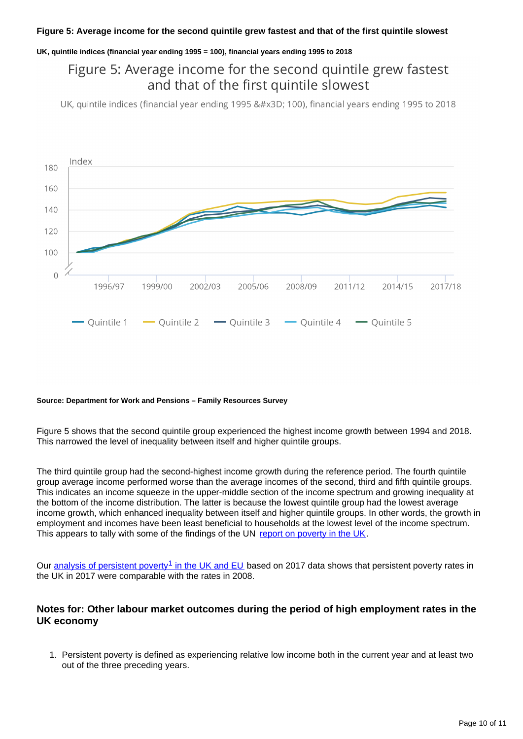**Figure 5: Average income for the second quintile grew fastest and that of the first quintile slowest**

**UK, quintile indices (financial year ending 1995 = 100), financial years ending 1995 to 2018**

**Source: Department for Work and Pensions – Family Resources Survey**

Figure 5 shows that the second quintile group experienced the highest income growth between 1994 and 2018. This narrowed the level of inequality between itself and higher quintile groups.

The third quintile group had the second-highest income growth during the reference period. The fourth quintile group average income performed worse than the average incomes of the second, third and fifth quintile groups. This indicates an income squeeze in the upper-middle section of the income spectrum and growing inequality at the bottom of the income distribution. The latter is because the lowest quintile group had the lowest average income growth, which enhanced inequality between itself and higher quintile groups. In other words, the growth in employment and incomes have been least beneficial to households at the lowest level of the income spectrum. This appears to tally with some of the findings of the UN report on poverty in the UK.

Our analysis of persistent poverty[1] in the UK and EU based on 2017 data shows that persistent poverty rates in the UK in 2017 were comparable with the rates in 2008.

### Notes for: Other labour market outcomes during the period of high employment rates in the UK economy

1. Persistent poverty is defined as experiencing relative low income both in the current year and at least two out of the three preceding years.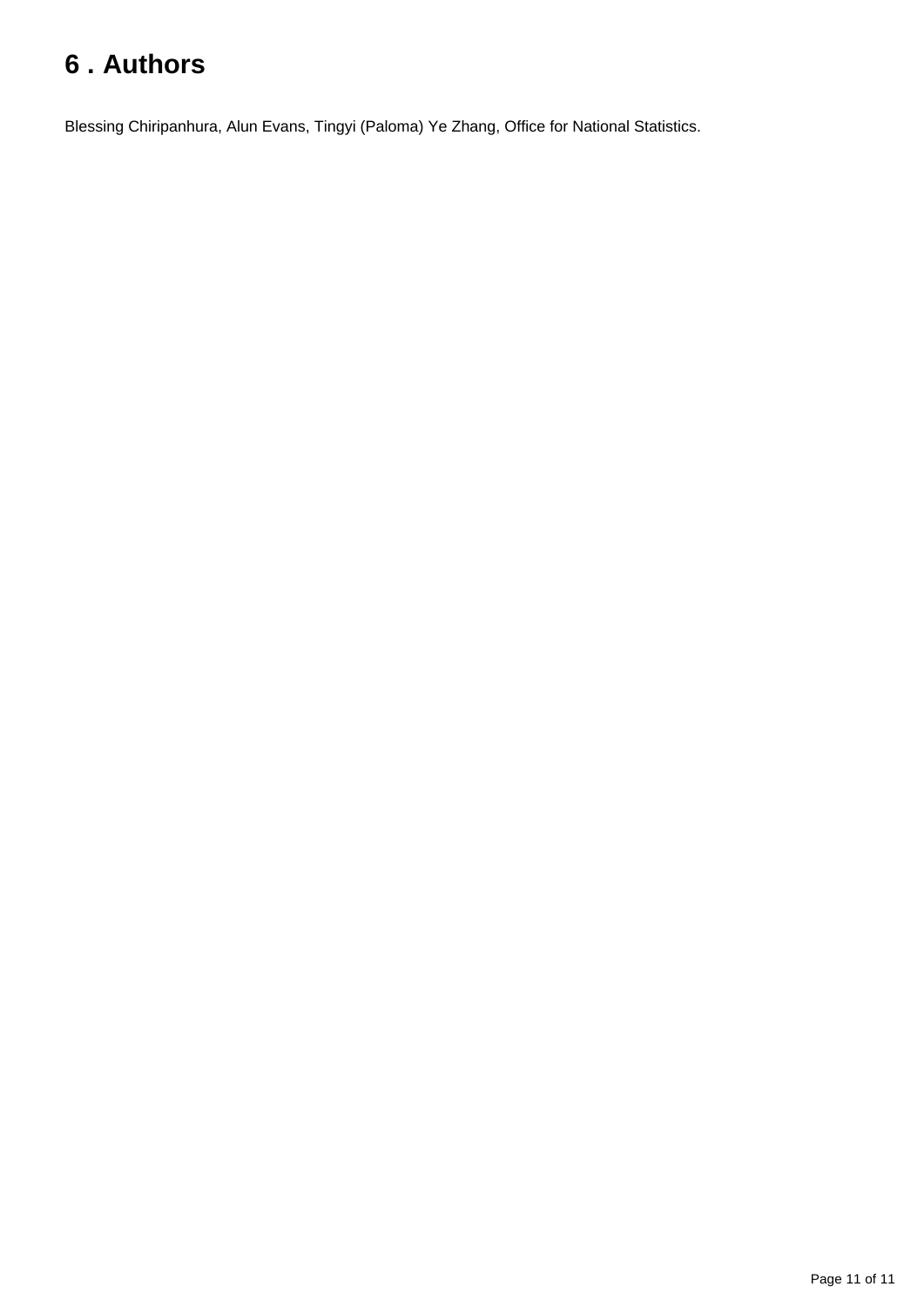## 6 . Authors

Blessing Chiripanhura, Alun Evans, Tingyi (Paloma) Ye Zhang, Office for National Statistics.